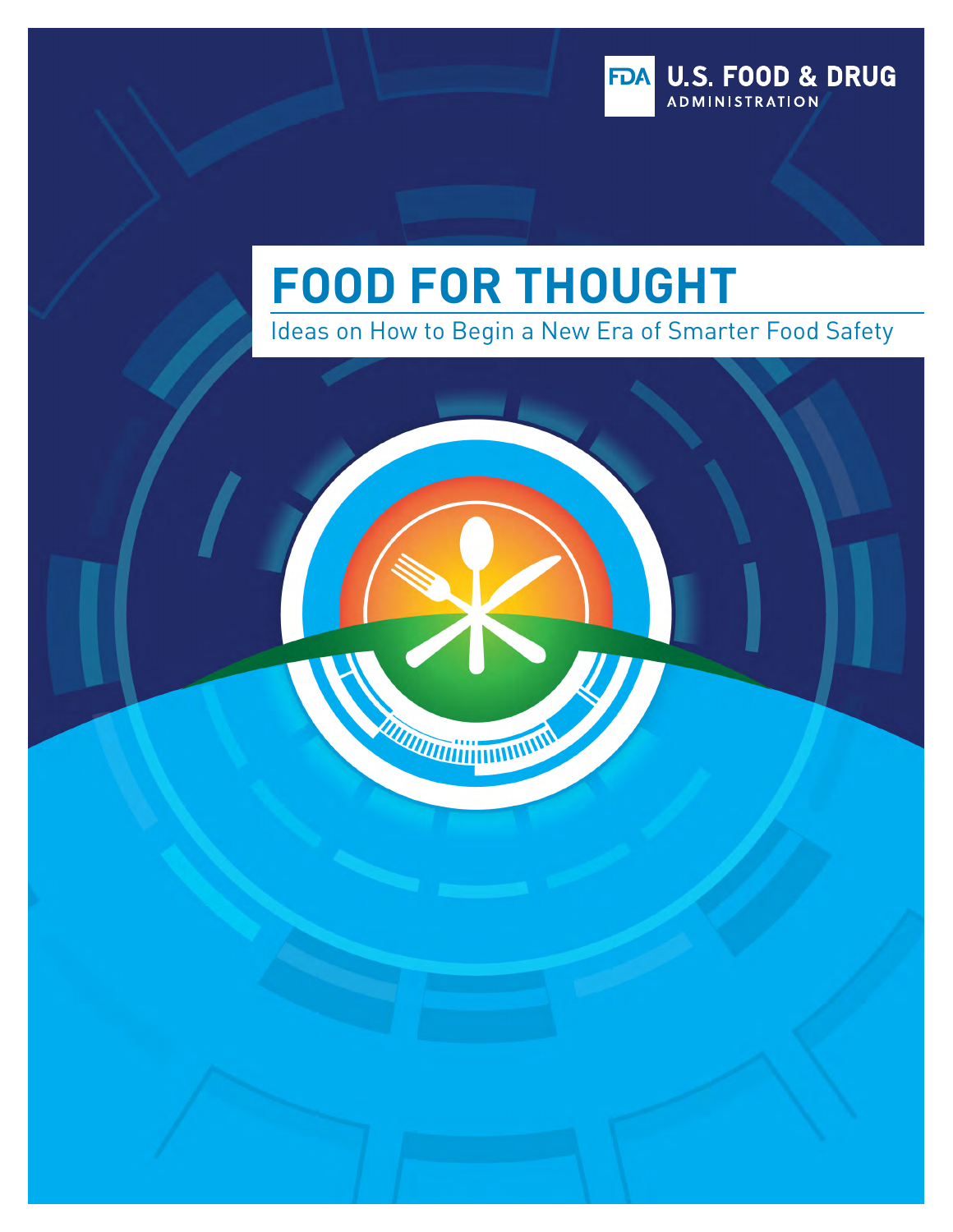FDA U.S. FOOD & DRUG ADMINISTRATION

# FOOD FOR THOUGHT

Ideas on How to Begin a New Era of Smarter Food Safety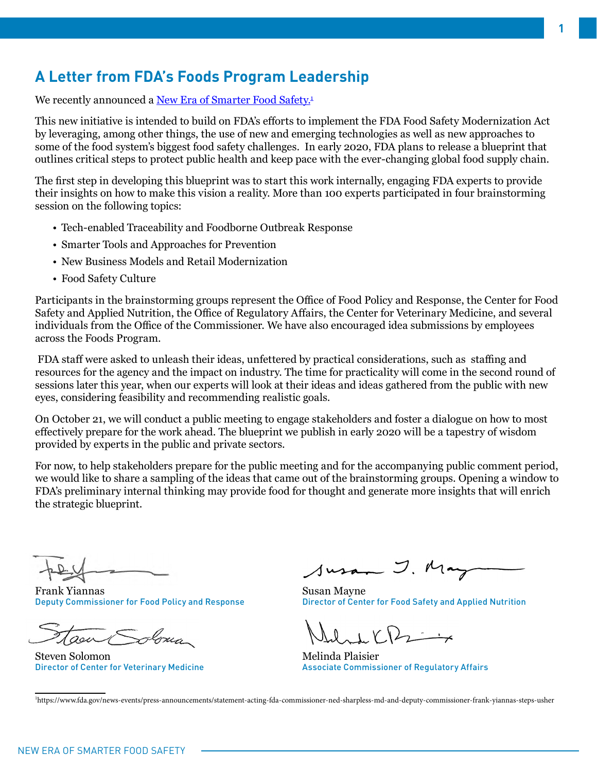## A Letter from FDA's Foods Program Leadership

We recently announced a [New Era of Smarter Food Safety.][1]

This new initiative is intended to build on FDA's efforts to implement the FDA Food Safety Modernization Act by leveraging, among other things, the use of new and emerging technologies as well as new approaches to some of the food system's biggest food safety challenges. In early 2020, FDA plans to release a blueprint that outlines critical steps to protect public health and keep pace with the ever-changing global food supply chain.

The first step in developing this blueprint was to start this work internally, engaging FDA experts to provide their insights on how to make this vision a reality. More than 100 experts participated in four brainstorming session on the following topics:

- Tech-enabled Traceability and Foodborne Outbreak Response
- Smarter Tools and Approaches for Prevention
- New Business Models and Retail Modernization
- Food Safety Culture

Participants in the brainstorming groups represent the Office of Food Policy and Response, the Center for Food Safety and Applied Nutrition, the Office of Regulatory Affairs, the Center for Veterinary Medicine, and several individuals from the Office of the Commissioner. We have also encouraged idea submissions by employees across the Foods Program.

FDA staff were asked to unleash their ideas, unfettered by practical considerations, such as staffing and resources for the agency and the impact on industry. The time for practicality will come in the second round of sessions later this year, when our experts will look at their ideas and ideas gathered from the public with new eyes, considering feasibility and recommending realistic goals.

On October 21, we will conduct a public meeting to engage stakeholders and foster a dialogue on how to most effectively prepare for the work ahead. The blueprint we publish in early 2020 will be a tapestry of wisdom provided by experts in the public and private sectors.

For now, to help stakeholders prepare for the public meeting and for the accompanying public comment period, we would like to share a sampling of the ideas that came out of the brainstorming groups. Opening a window to FDA's preliminary internal thinking may provide food for thought and generate more insights that will enrich the strategic blueprint.

Frank Yiannas
Deputy Commissioner for Food Policy and Response

Susan Mayne
Director of Center for Food Safety and Applied Nutrition

Steven Solomon
Director of Center for Veterinary Medicine

Melinda Plaisier
Associate Commissioner of Regulatory Affairs

---

[1] https://www.fda.gov/news-events/press-announcements/statement-acting-fda-commissioner-ned-sharpless-md-and-deputy-commissioner-frank-yiannas-steps-usher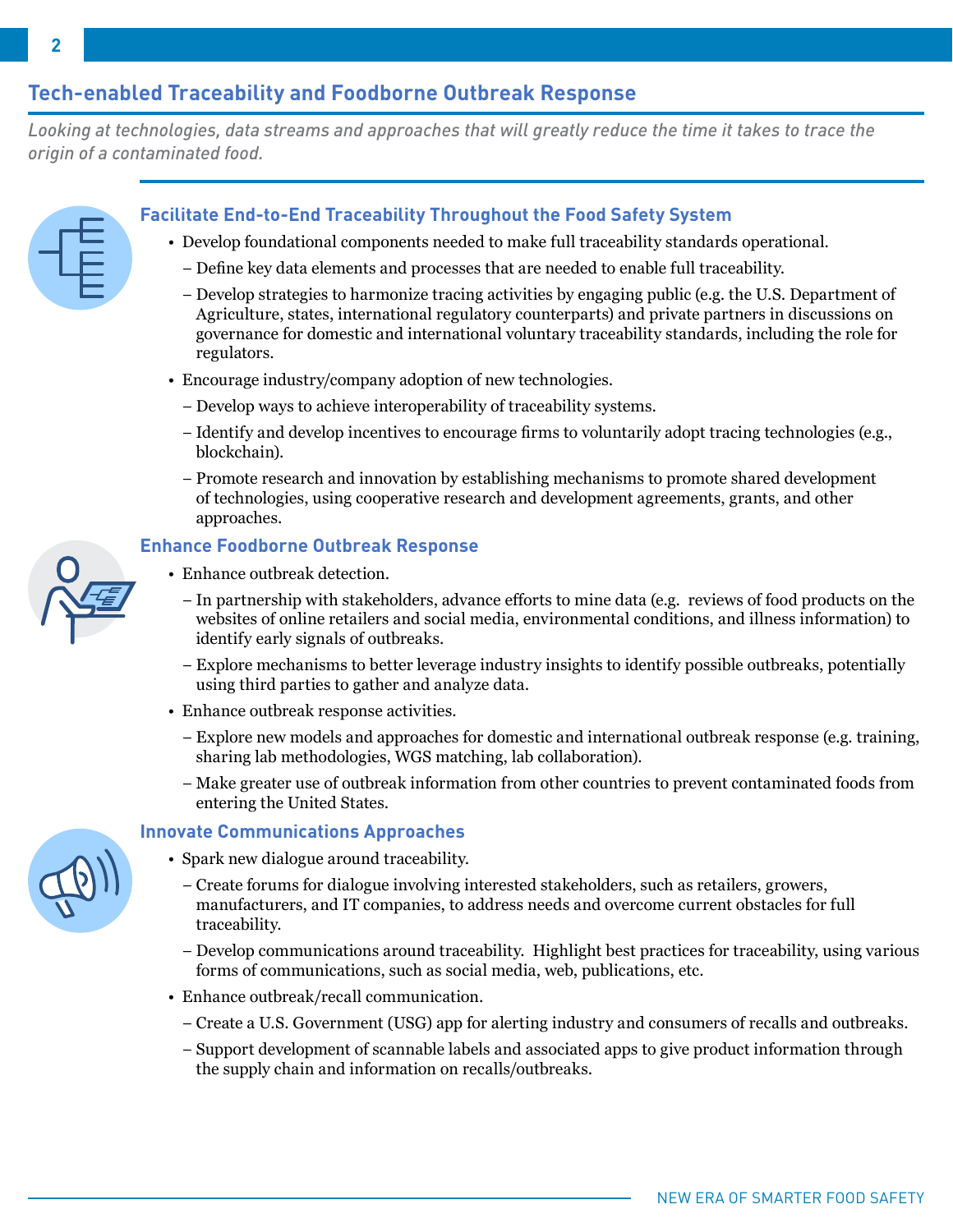## Tech-enabled Traceability and Foodborne Outbreak Response

*Looking at technologies, data streams and approaches that will greatly reduce the time it takes to trace the origin of a contaminated food.*

### Facilitate End-to-End Traceability Throughout the Food Safety System

- Develop foundational components needed to make full traceability standards operational.
  - Define key data elements and processes that are needed to enable full traceability.
  - Develop strategies to harmonize tracing activities by engaging public (e.g. the U.S. Department of Agriculture, states, international regulatory counterparts) and private partners in discussions on governance for domestic and international voluntary traceability standards, including the role for regulators.
- Encourage industry/company adoption of new technologies.
  - Develop ways to achieve interoperability of traceability systems.
  - Identify and develop incentives to encourage firms to voluntarily adopt tracing technologies (e.g., blockchain).
  - Promote research and innovation by establishing mechanisms to promote shared development of technologies, using cooperative research and development agreements, grants, and other approaches.

### Enhance Foodborne Outbreak Response

- Enhance outbreak detection.
  - In partnership with stakeholders, advance efforts to mine data (e.g. reviews of food products on the websites of online retailers and social media, environmental conditions, and illness information) to identify early signals of outbreaks.
  - Explore mechanisms to better leverage industry insights to identify possible outbreaks, potentially using third parties to gather and analyze data.
- Enhance outbreak response activities.
  - Explore new models and approaches for domestic and international outbreak response (e.g. training, sharing lab methodologies, WGS matching, lab collaboration).
  - Make greater use of outbreak information from other countries to prevent contaminated foods from entering the United States.

### Innovate Communications Approaches

- Spark new dialogue around traceability.
  - Create forums for dialogue involving interested stakeholders, such as retailers, growers, manufacturers, and IT companies, to address needs and overcome current obstacles for full traceability.
  - Develop communications around traceability. Highlight best practices for traceability, using various forms of communications, such as social media, web, publications, etc.
- Enhance outbreak/recall communication.
  - Create a U.S. Government (USG) app for alerting industry and consumers of recalls and outbreaks.
  - Support development of scannable labels and associated apps to give product information through the supply chain and information on recalls/outbreaks.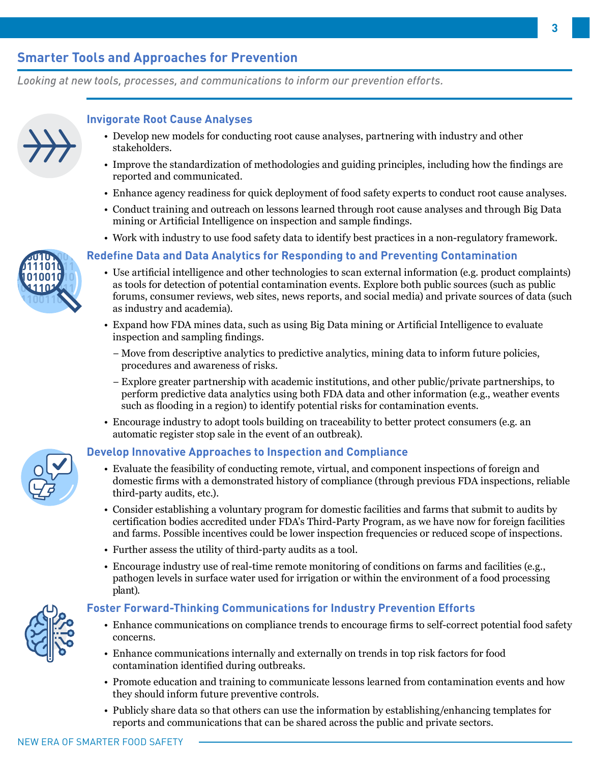## Smarter Tools and Approaches for Prevention

*Looking at new tools, processes, and communications to inform our prevention efforts.*

### Invigorate Root Cause Analyses

- Develop new models for conducting root cause analyses, partnering with industry and other stakeholders.
- Improve the standardization of methodologies and guiding principles, including how the findings are reported and communicated.
- Enhance agency readiness for quick deployment of food safety experts to conduct root cause analyses.
- Conduct training and outreach on lessons learned through root cause analyses and through Big Data mining or Artificial Intelligence on inspection and sample findings.
- Work with industry to use food safety data to identify best practices in a non-regulatory framework.

### Redefine Data and Data Analytics for Responding to and Preventing Contamination

- Use artificial intelligence and other technologies to scan external information (e.g. product complaints) as tools for detection of potential contamination events. Explore both public sources (such as public forums, consumer reviews, web sites, news reports, and social media) and private sources of data (such as industry and academia).
- Expand how FDA mines data, such as using Big Data mining or Artificial Intelligence to evaluate inspection and sampling findings.
  - Move from descriptive analytics to predictive analytics, mining data to inform future policies, procedures and awareness of risks.
  - Explore greater partnership with academic institutions, and other public/private partnerships, to perform predictive data analytics using both FDA data and other information (e.g., weather events such as flooding in a region) to identify potential risks for contamination events.
- Encourage industry to adopt tools building on traceability to better protect consumers (e.g. an automatic register stop sale in the event of an outbreak).

### Develop Innovative Approaches to Inspection and Compliance

- Evaluate the feasibility of conducting remote, virtual, and component inspections of foreign and domestic firms with a demonstrated history of compliance (through previous FDA inspections, reliable third-party audits, etc.).
- Consider establishing a voluntary program for domestic facilities and farms that submit to audits by certification bodies accredited under FDA's Third-Party Program, as we have now for foreign facilities and farms. Possible incentives could be lower inspection frequencies or reduced scope of inspections.
- Further assess the utility of third-party audits as a tool.
- Encourage industry use of real-time remote monitoring of conditions on farms and facilities (e.g., pathogen levels in surface water used for irrigation or within the environment of a food processing plant).

### Foster Forward-Thinking Communications for Industry Prevention Efforts

- Enhance communications on compliance trends to encourage firms to self-correct potential food safety concerns.
- Enhance communications internally and externally on trends in top risk factors for food contamination identified during outbreaks.
- Promote education and training to communicate lessons learned from contamination events and how they should inform future preventive controls.
- Publicly share data so that others can use the information by establishing/enhancing templates for reports and communications that can be shared across the public and private sectors.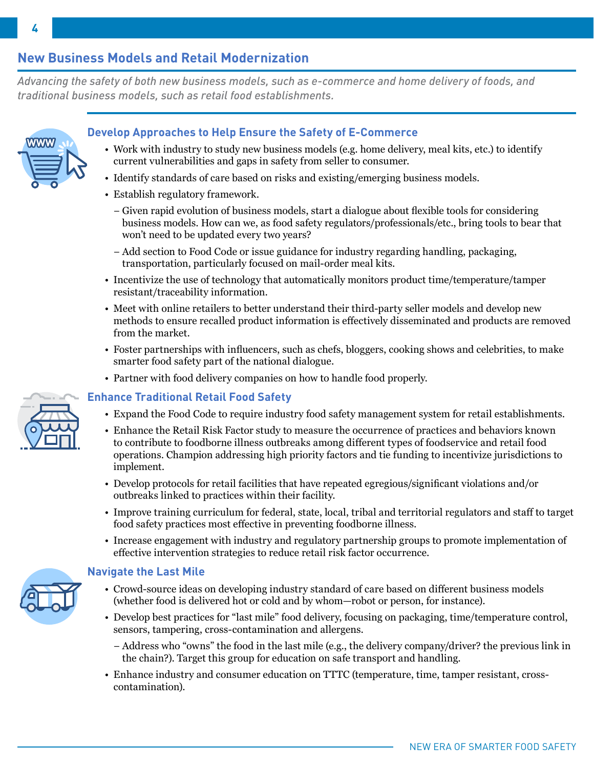## New Business Models and Retail Modernization

*Advancing the safety of both new business models, such as e-commerce and home delivery of foods, and traditional business models, such as retail food establishments.*

### Develop Approaches to Help Ensure the Safety of E-Commerce

- Work with industry to study new business models (e.g. home delivery, meal kits, etc.) to identify current vulnerabilities and gaps in safety from seller to consumer.
- Identify standards of care based on risks and existing/emerging business models.
- Establish regulatory framework.
  - Given rapid evolution of business models, start a dialogue about flexible tools for considering business models. How can we, as food safety regulators/professionals/etc., bring tools to bear that won't need to be updated every two years?
  - Add section to Food Code or issue guidance for industry regarding handling, packaging, transportation, particularly focused on mail-order meal kits.
- Incentivize the use of technology that automatically monitors product time/temperature/tamper resistant/traceability information.
- Meet with online retailers to better understand their third-party seller models and develop new methods to ensure recalled product information is effectively disseminated and products are removed from the market.
- Foster partnerships with influencers, such as chefs, bloggers, cooking shows and celebrities, to make smarter food safety part of the national dialogue.
- Partner with food delivery companies on how to handle food properly.

### Enhance Traditional Retail Food Safety

- Expand the Food Code to require industry food safety management system for retail establishments.
- Enhance the Retail Risk Factor study to measure the occurrence of practices and behaviors known to contribute to foodborne illness outbreaks among different types of foodservice and retail food operations. Champion addressing high priority factors and tie funding to incentivize jurisdictions to implement.
- Develop protocols for retail facilities that have repeated egregious/significant violations and/or outbreaks linked to practices within their facility.
- Improve training curriculum for federal, state, local, tribal and territorial regulators and staff to target food safety practices most effective in preventing foodborne illness.
- Increase engagement with industry and regulatory partnership groups to promote implementation of effective intervention strategies to reduce retail risk factor occurrence.

### Navigate the Last Mile

- Crowd-source ideas on developing industry standard of care based on different business models (whether food is delivered hot or cold and by whom—robot or person, for instance).
- Develop best practices for "last mile" food delivery, focusing on packaging, time/temperature control, sensors, tampering, cross-contamination and allergens.
  - Address who "owns" the food in the last mile (e.g., the delivery company/driver? the previous link in the chain?). Target this group for education on safe transport and handling.
- Enhance industry and consumer education on TTTC (temperature, time, tamper resistant, cross-contamination).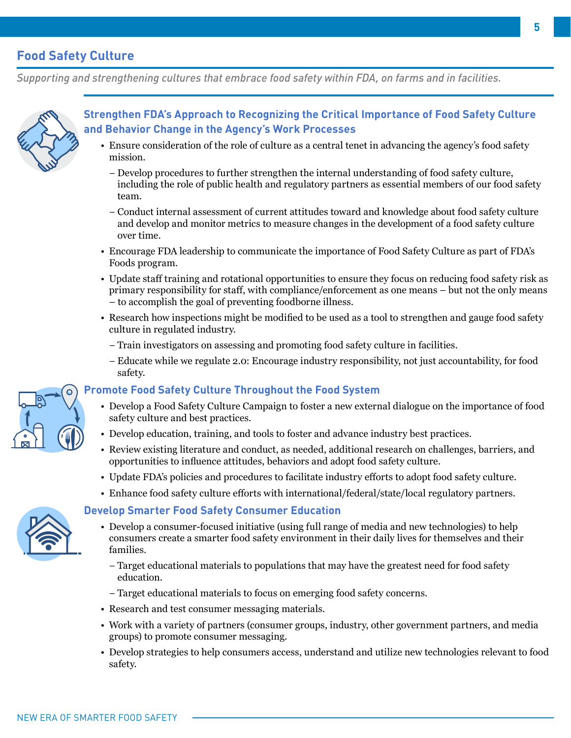## Food Safety Culture

*Supporting and strengthening cultures that embrace food safety within FDA, on farms and in facilities.*

### Strengthen FDA's Approach to Recognizing the Critical Importance of Food Safety Culture and Behavior Change in the Agency's Work Processes

- Ensure consideration of the role of culture as a central tenet in advancing the agency's food safety mission.
  - Develop procedures to further strengthen the internal understanding of food safety culture, including the role of public health and regulatory partners as essential members of our food safety team.
  - Conduct internal assessment of current attitudes toward and knowledge about food safety culture and develop and monitor metrics to measure changes in the development of a food safety culture over time.
- Encourage FDA leadership to communicate the importance of Food Safety Culture as part of FDA's Foods program.
- Update staff training and rotational opportunities to ensure they focus on reducing food safety risk as primary responsibility for staff, with compliance/enforcement as one means – but not the only means – to accomplish the goal of preventing foodborne illness.
- Research how inspections might be modified to be used as a tool to strengthen and gauge food safety culture in regulated industry.
  - Train investigators on assessing and promoting food safety culture in facilities.
  - Educate while we regulate 2.0: Encourage industry responsibility, not just accountability, for food safety.

### Promote Food Safety Culture Throughout the Food System

- Develop a Food Safety Culture Campaign to foster a new external dialogue on the importance of food safety culture and best practices.
- Develop education, training, and tools to foster and advance industry best practices.
- Review existing literature and conduct, as needed, additional research on challenges, barriers, and opportunities to influence attitudes, behaviors and adopt food safety culture.
- Update FDA's policies and procedures to facilitate industry efforts to adopt food safety culture.
- Enhance food safety culture efforts with international/federal/state/local regulatory partners.

### Develop Smarter Food Safety Consumer Education

- Develop a consumer-focused initiative (using full range of media and new technologies) to help consumers create a smarter food safety environment in their daily lives for themselves and their families.
  - Target educational materials to populations that may have the greatest need for food safety education.
  - Target educational materials to focus on emerging food safety concerns.
- Research and test consumer messaging materials.
- Work with a variety of partners (consumer groups, industry, other government partners, and media groups) to promote consumer messaging.
- Develop strategies to help consumers access, understand and utilize new technologies relevant to food safety.